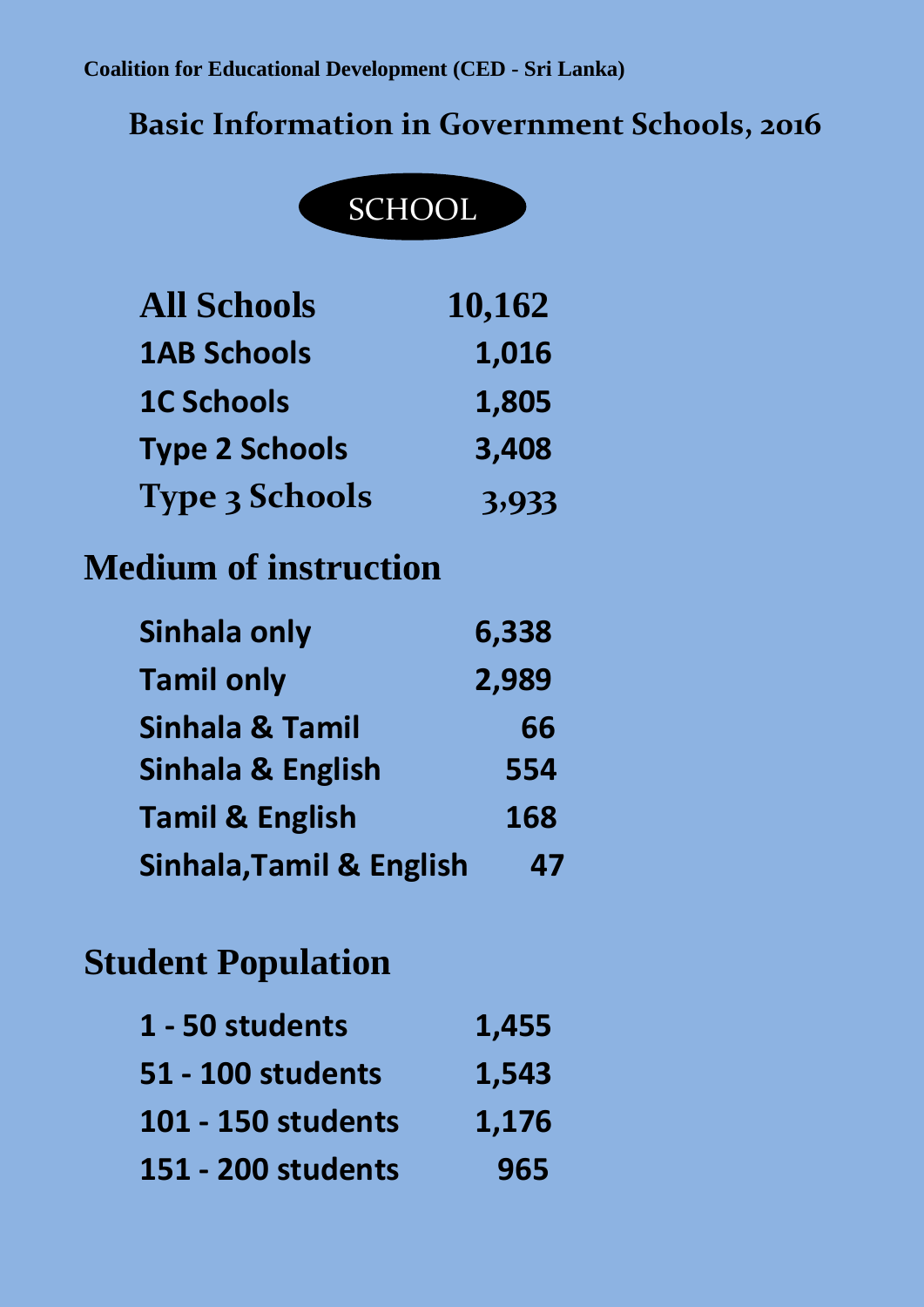Coalition for Educational Development (CED - Sri Lanka)

# Basic Information in Government Schools, 2016

## SCHOOL

| | |
|---|---|
| **All Schools** | **10,162** |
| **1AB Schools** | **1,016** |
| **1C Schools** | **1,805** |
| **Type 2 Schools** | **3,408** |
| **Type 3 Schools** | **3,933** |

## Medium of instruction

| | |
|---|---|
| **Sinhala only** | **6,338** |
| **Tamil only** | **2,989** |
| **Sinhala & Tamil** | **66** |
| **Sinhala & English** | **554** |
| **Tamil & English** | **168** |
| **Sinhala,Tamil & English** | **47** |

## Student Population

| | |
|---|---|
| **1 - 50 students** | **1,455** |
| **51 - 100 students** | **1,543** |
| **101 - 150 students** | **1,176** |
| **151 - 200 students** | **965** |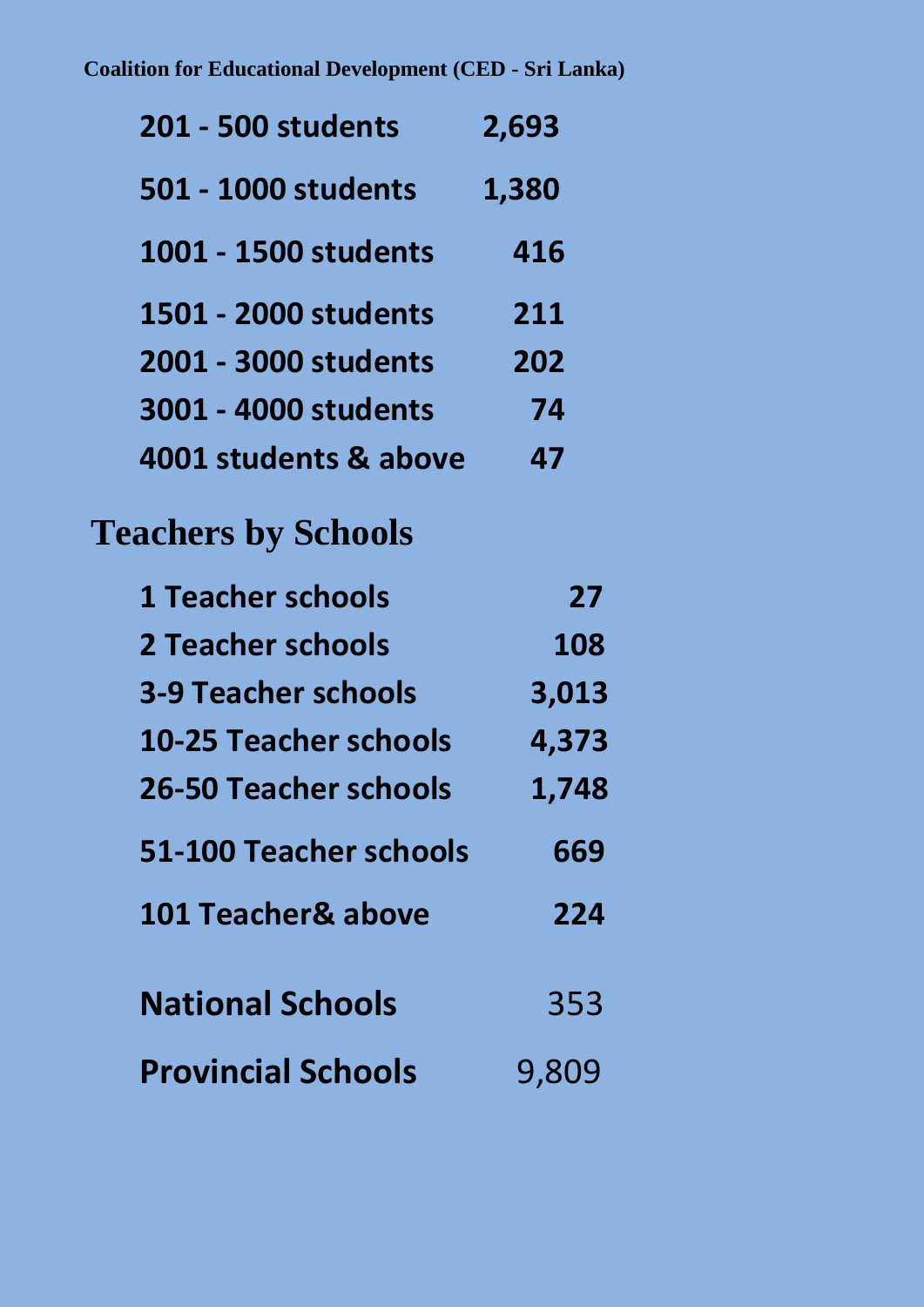**Coalition for Educational Development (CED - Sri Lanka)**

| | |
|---|---|
| **201 - 500 students** | **2,693** |
| **501 - 1000 students** | **1,380** |
| **1001 - 1500 students** | **416** |
| **1501 - 2000 students** | **211** |
| **2001 - 3000 students** | **202** |
| **3001 - 4000 students** | **74** |
| **4001 students & above** | **47** |

## Teachers by Schools

| | |
|---|---|
| **1 Teacher schools** | **27** |
| **2 Teacher schools** | **108** |
| **3-9 Teacher schools** | **3,013** |
| **10-25 Teacher schools** | **4,373** |
| **26-50 Teacher schools** | **1,748** |
| **51-100 Teacher schools** | **669** |
| **101 Teacher& above** | **224** |

| | |
|---|---|
| **National Schools** | 353 |
| **Provincial Schools** | 9,809 |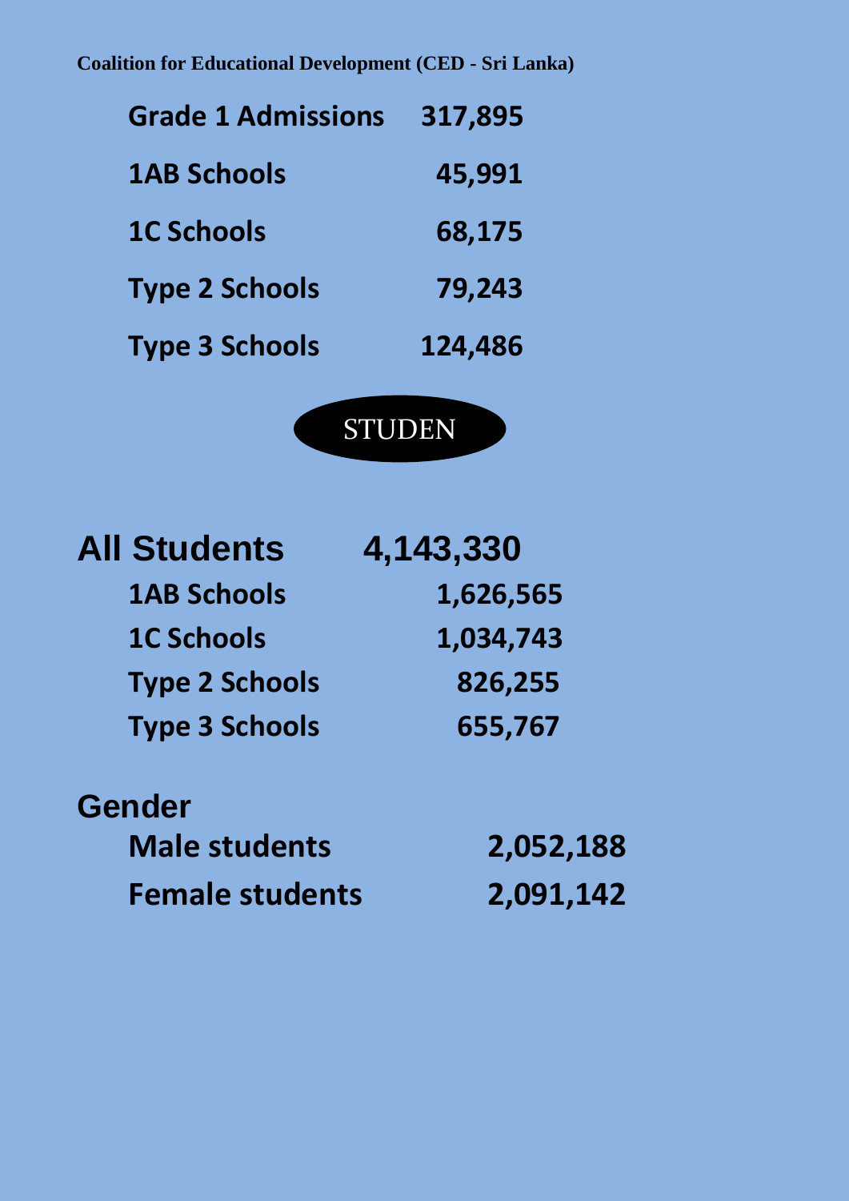**Coalition for Educational Development (CED - Sri Lanka)**

| | |
|---|---|
| **Grade 1 Admissions** | **317,895** |
| **1AB Schools** | **45,991** |
| **1C Schools** | **68,175** |
| **Type 2 Schools** | **79,243** |
| **Type 3 Schools** | **124,486** |

STUDEN

## All Students 4,143,330

| | |
|---|---|
| **1AB Schools** | **1,626,565** |
| **1C Schools** | **1,034,743** |
| **Type 2 Schools** | **826,255** |
| **Type 3 Schools** | **655,767** |

## Gender

| | |
|---|---|
| **Male students** | **2,052,188** |
| **Female students** | **2,091,142** |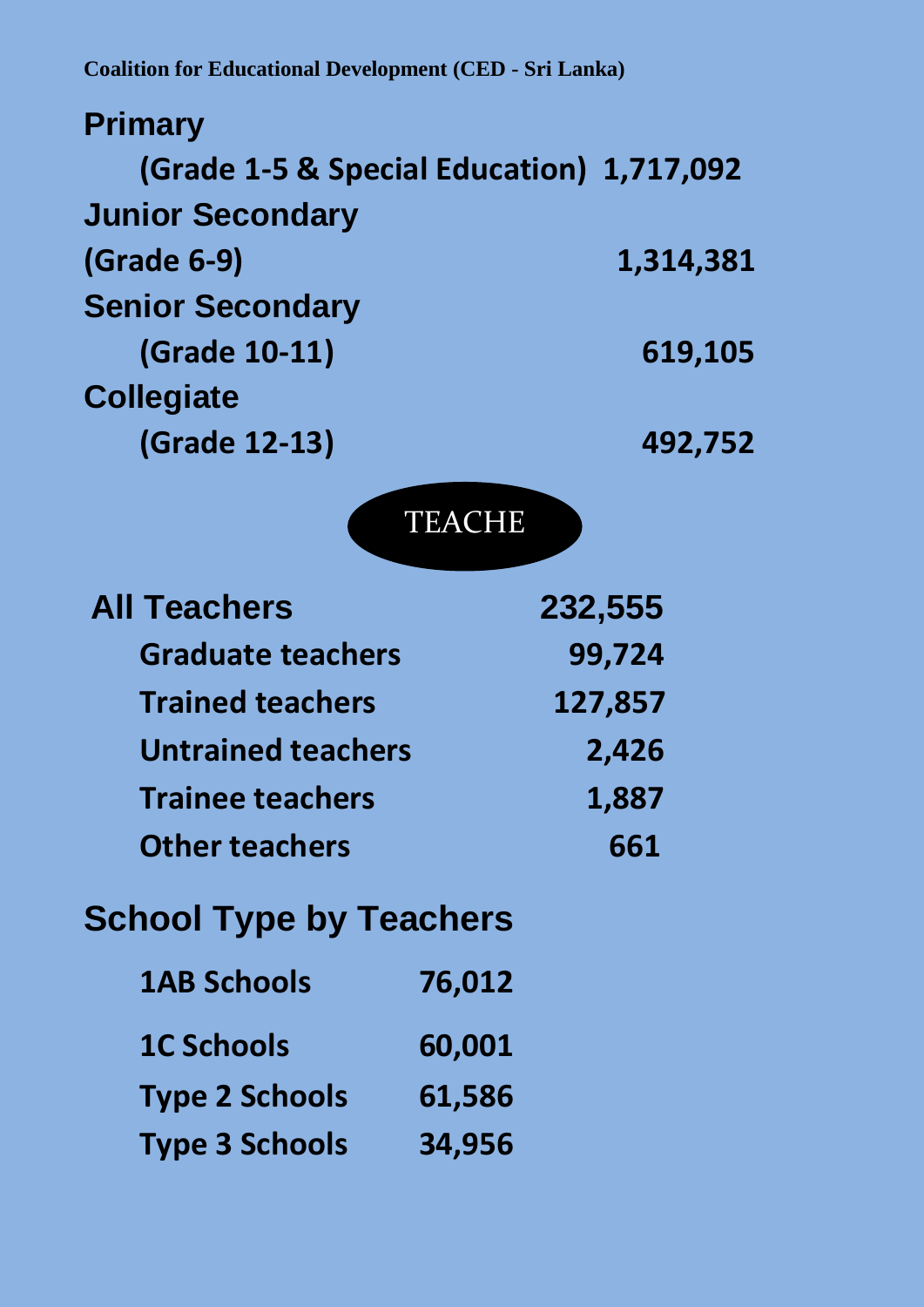Coalition for Educational Development (CED - Sri Lanka)

| Level | Students |
|---|---|
| **Primary** (Grade 1-5 & Special Education) | 1,717,092 |
| **Junior Secondary** (Grade 6-9) | 1,314,381 |
| **Senior Secondary** (Grade 10-11) | 619,105 |
| **Collegiate** (Grade 12-13) | 492,752 |

## TEACHE

| Category | Number |
|---|---|
| **All Teachers** | **232,555** |
| Graduate teachers | 99,724 |
| Trained teachers | 127,857 |
| Untrained teachers | 2,426 |
| Trainee teachers | 1,887 |
| Other teachers | 661 |

## School Type by Teachers

| School Type | Teachers |
|---|---|
| 1AB Schools | 76,012 |
| 1C Schools | 60,001 |
| Type 2 Schools | 61,586 |
| Type 3 Schools | 34,956 |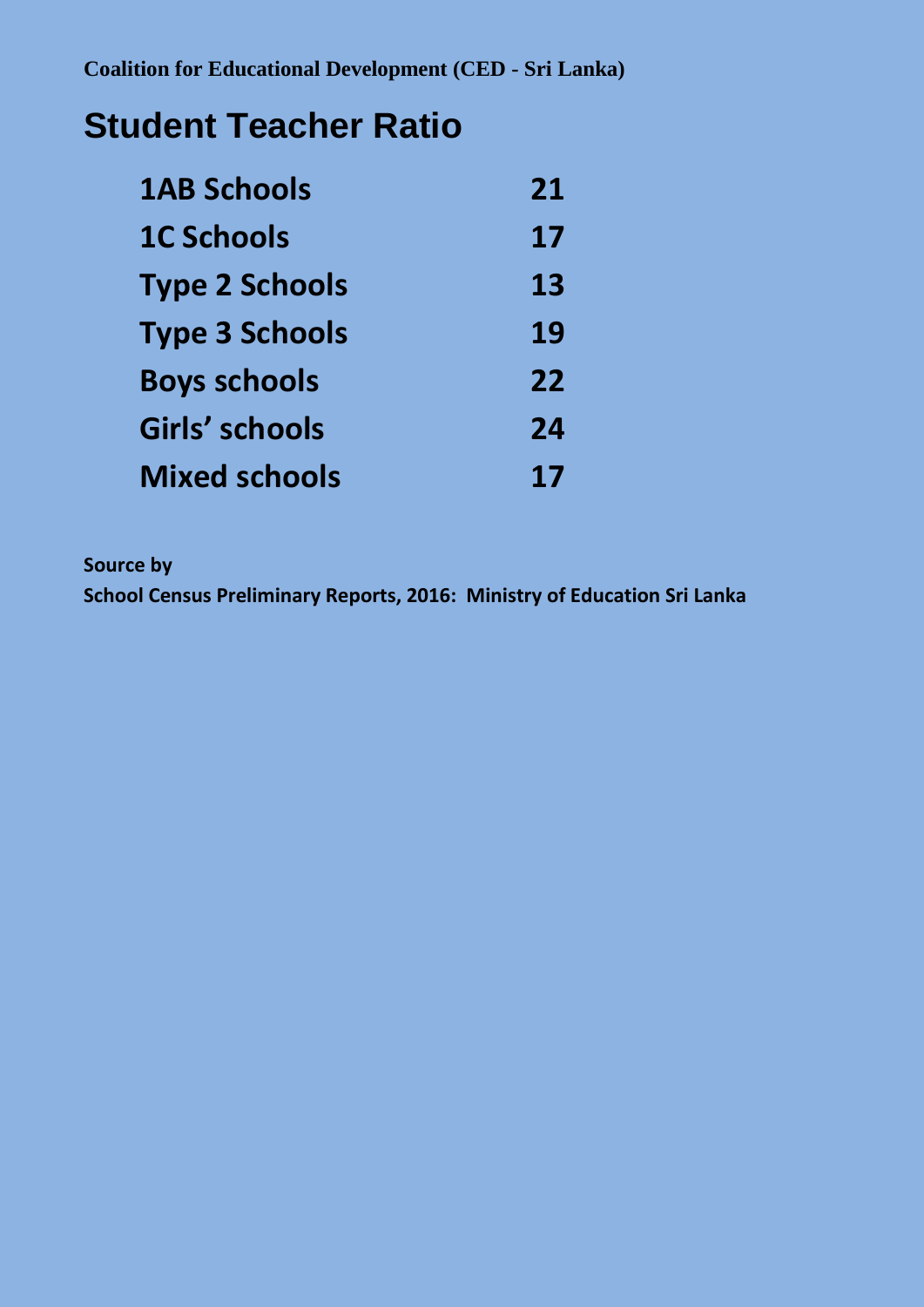**Coalition for Educational Development (CED - Sri Lanka)**

# Student Teacher Ratio

| | |
|---|---|
| **1AB Schools** | **21** |
| **1C Schools** | **17** |
| **Type 2 Schools** | **13** |
| **Type 3 Schools** | **19** |
| **Boys schools** | **22** |
| **Girls' schools** | **24** |
| **Mixed schools** | **17** |

**Source by**

**School Census Preliminary Reports, 2016: Ministry of Education Sri Lanka**